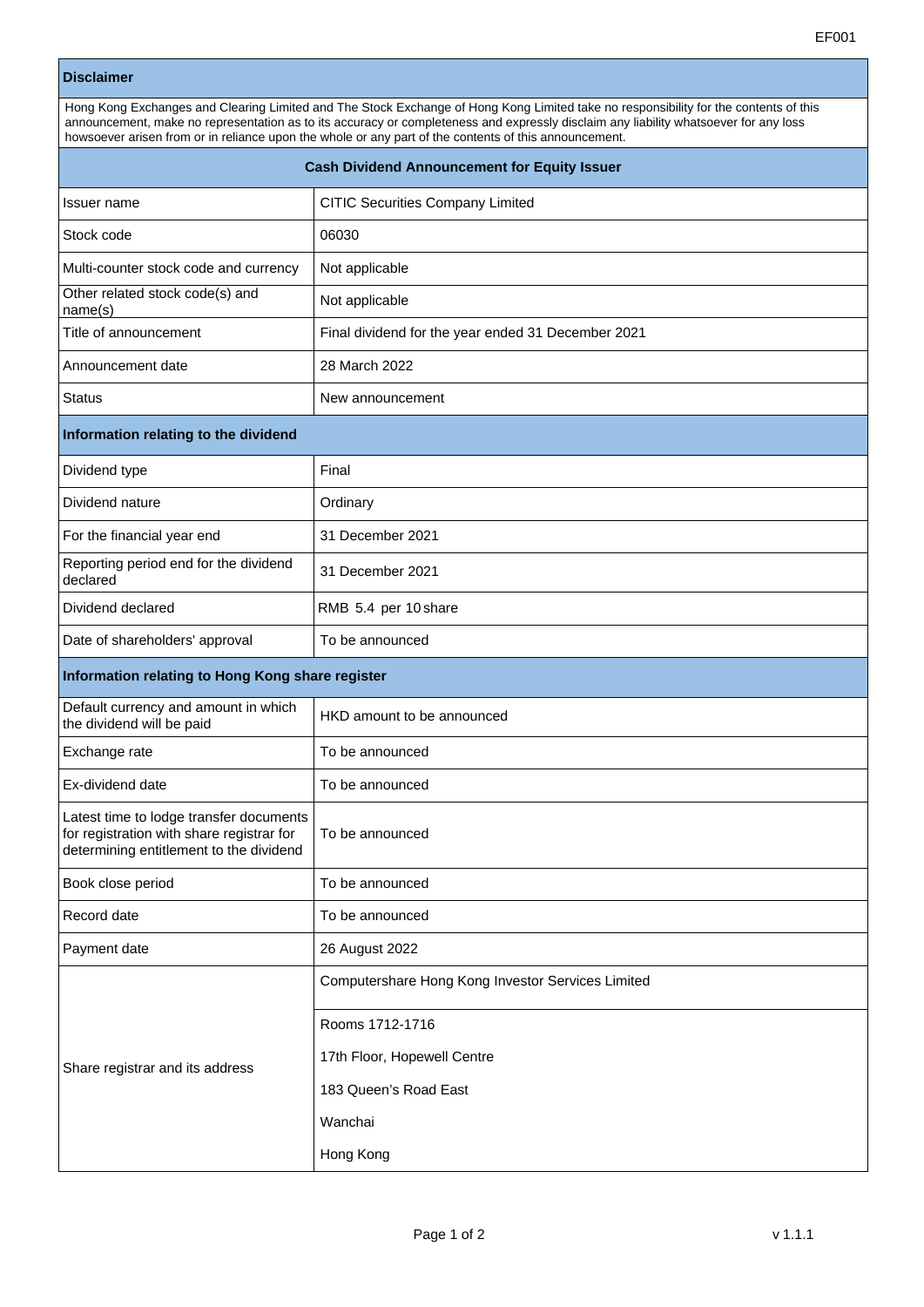EF001

## Disclaimer

Hong Kong Exchanges and Clearing Limited and The Stock Exchange of Hong Kong Limited take no responsibility for the contents of this announcement, make no representation as to its accuracy or completeness and expressly disclaim any liability whatsoever for any loss howsoever arisen from or in reliance upon the whole or any part of the contents of this announcement.

## Cash Dividend Announcement for Equity Issuer

| | |
|---|---|
| Issuer name | CITIC Securities Company Limited |
| Stock code | 06030 |
| Multi-counter stock code and currency | Not applicable |
| Other related stock code(s) and name(s) | Not applicable |
| Title of announcement | Final dividend for the year ended 31 December 2021 |
| Announcement date | 28 March 2022 |
| Status | New announcement |

### Information relating to the dividend

| | |
|---|---|
| Dividend type | Final |
| Dividend nature | Ordinary |
| For the financial year end | 31 December 2021 |
| Reporting period end for the dividend declared | 31 December 2021 |
| Dividend declared | RMB 5.4 per 10 share |
| Date of shareholders' approval | To be announced |

### Information relating to Hong Kong share register

| | |
|---|---|
| Default currency and amount in which the dividend will be paid | HKD amount to be announced |
| Exchange rate | To be announced |
| Ex-dividend date | To be announced |
| Latest time to lodge transfer documents for registration with share registrar for determining entitlement to the dividend | To be announced |
| Book close period | To be announced |
| Record date | To be announced |
| Payment date | 26 August 2022 |
| Share registrar and its address | Computershare Hong Kong Investor Services Limited<br>Rooms 1712-1716<br>17th Floor, Hopewell Centre<br>183 Queen's Road East<br>Wanchai<br>Hong Kong |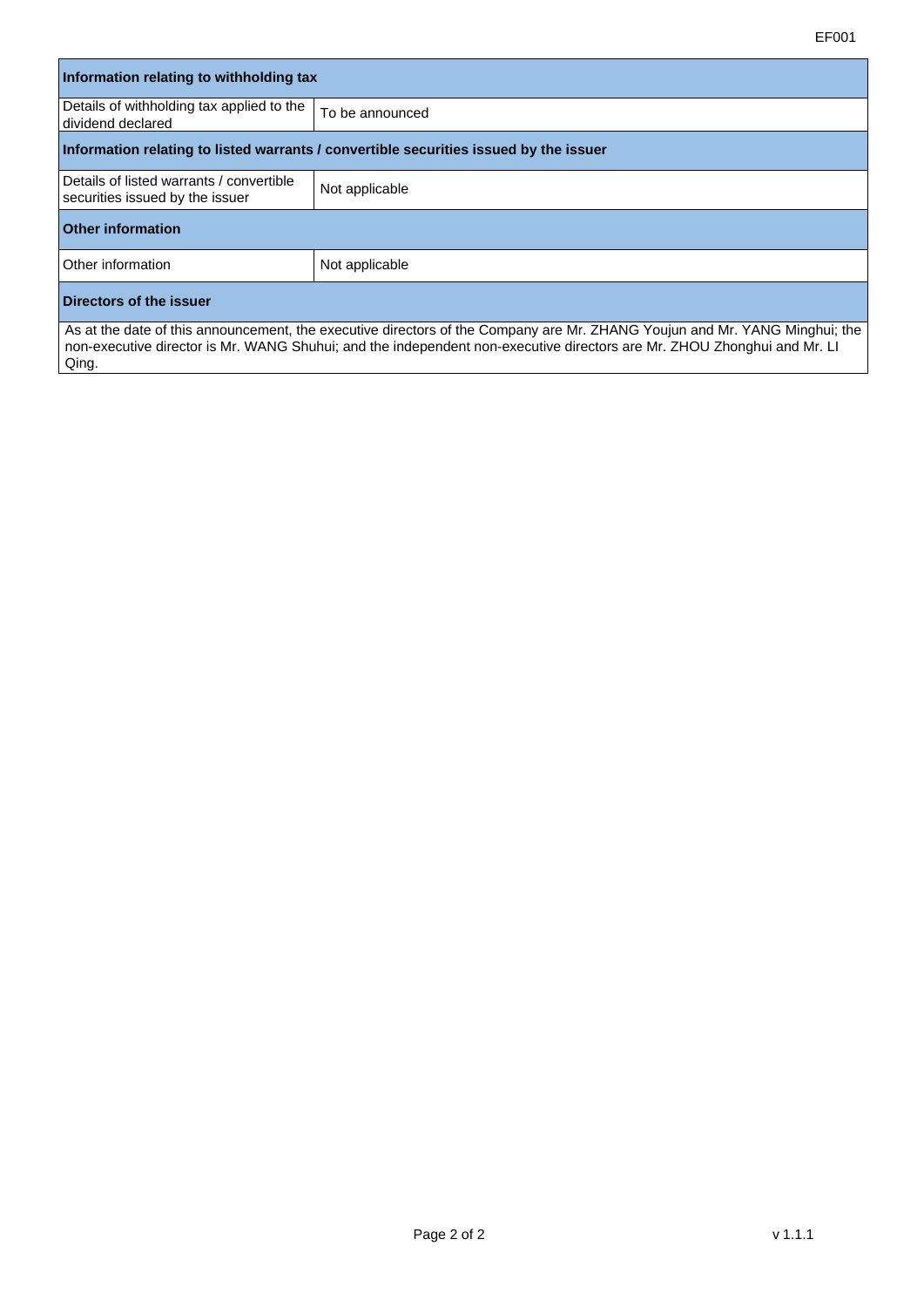| Information relating to withholding tax | |
| --- | --- |
| Details of withholding tax applied to the dividend declared | To be announced |

| Information relating to listed warrants / convertible securities issued by the issuer | |
| --- | --- |
| Details of listed warrants / convertible securities issued by the issuer | Not applicable |

| Other information | |
| --- | --- |
| Other information | Not applicable |

**Directors of the issuer**

As at the date of this announcement, the executive directors of the Company are Mr. ZHANG Youjun and Mr. YANG Minghui; the non-executive director is Mr. WANG Shuhui; and the independent non-executive directors are Mr. ZHOU Zhonghui and Mr. LI Qing.